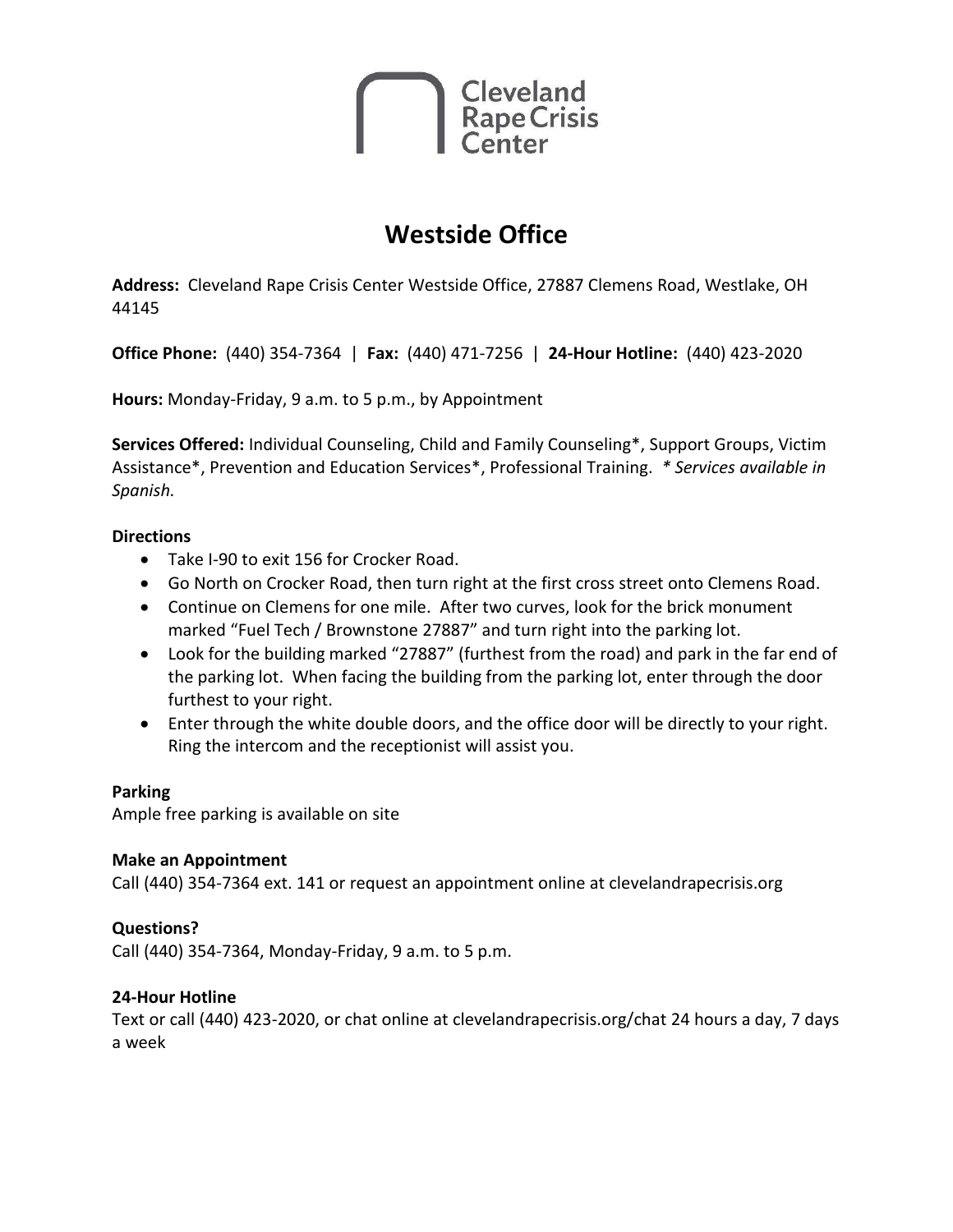Cleveland Rape Crisis Center

# Westside Office

**Address:** Cleveland Rape Crisis Center Westside Office, 27887 Clemens Road, Westlake, OH 44145

**Office Phone:** (440) 354-7364 | **Fax:** (440) 471-7256 | **24-Hour Hotline:** (440) 423-2020

**Hours:** Monday-Friday, 9 a.m. to 5 p.m., by Appointment

**Services Offered:** Individual Counseling, Child and Family Counseling*, Support Groups, Victim Assistance*, Prevention and Education Services*, Professional Training. *\* Services available in Spanish.*

**Directions**

- Take I-90 to exit 156 for Crocker Road.
- Go North on Crocker Road, then turn right at the first cross street onto Clemens Road.
- Continue on Clemens for one mile. After two curves, look for the brick monument marked "Fuel Tech / Brownstone 27887" and turn right into the parking lot.
- Look for the building marked "27887" (furthest from the road) and park in the far end of the parking lot. When facing the building from the parking lot, enter through the door furthest to your right.
- Enter through the white double doors, and the office door will be directly to your right. Ring the intercom and the receptionist will assist you.

**Parking**

Ample free parking is available on site

**Make an Appointment**

Call (440) 354-7364 ext. 141 or request an appointment online at clevelandrapecrisis.org

**Questions?**

Call (440) 354-7364, Monday-Friday, 9 a.m. to 5 p.m.

**24-Hour Hotline**

Text or call (440) 423-2020, or chat online at clevelandrapecrisis.org/chat 24 hours a day, 7 days a week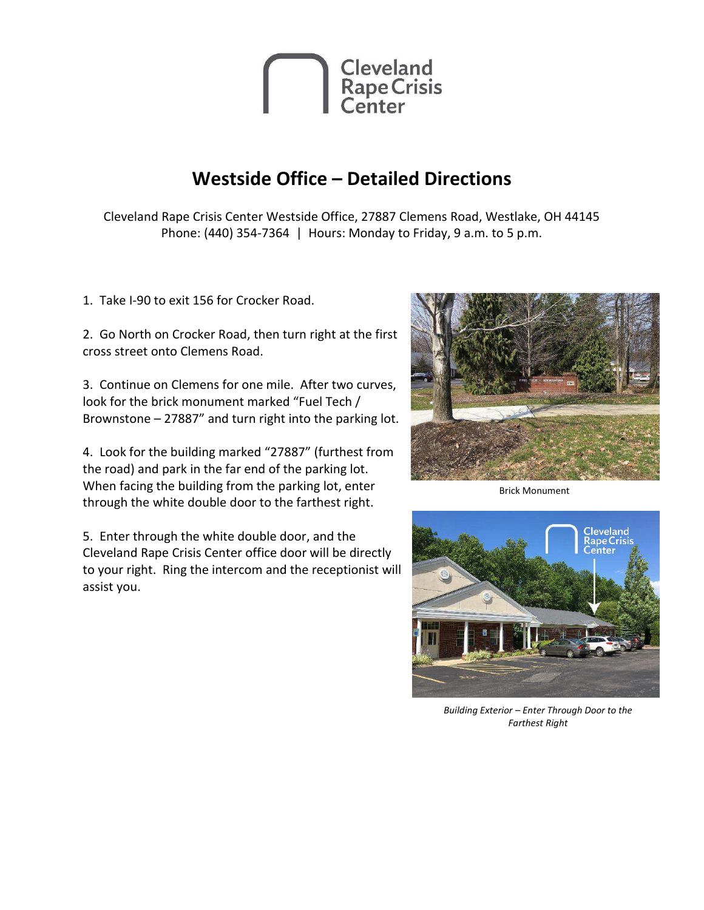Cleveland Rape Crisis Center

# Westside Office – Detailed Directions

Cleveland Rape Crisis Center Westside Office, 27887 Clemens Road, Westlake, OH 44145
Phone: (440) 354-7364 | Hours: Monday to Friday, 9 a.m. to 5 p.m.

1. Take I-90 to exit 156 for Crocker Road.

2. Go North on Crocker Road, then turn right at the first cross street onto Clemens Road.

3. Continue on Clemens for one mile. After two curves, look for the brick monument marked "Fuel Tech / Brownstone – 27887" and turn right into the parking lot.

4. Look for the building marked "27887" (furthest from the road) and park in the far end of the parking lot. When facing the building from the parking lot, enter through the white double door to the farthest right.

5. Enter through the white double door, and the Cleveland Rape Crisis Center office door will be directly to your right. Ring the intercom and the receptionist will assist you.

Brick Monument

*Building Exterior – Enter Through Door to the Farthest Right*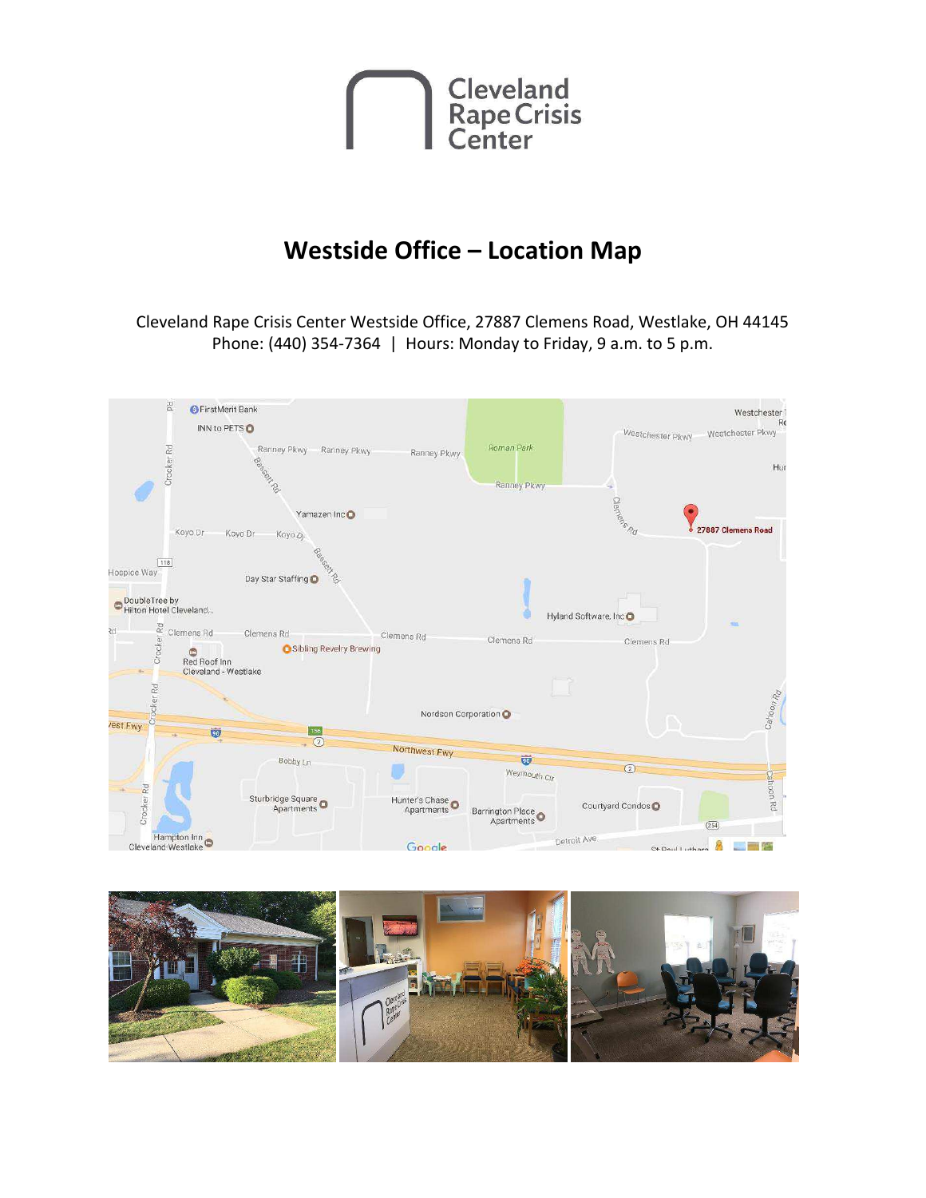Cleveland Rape Crisis Center

# Westside Office – Location Map

Cleveland Rape Crisis Center Westside Office, 27887 Clemens Road, Westlake, OH 44145
Phone: (440) 354-7364 | Hours: Monday to Friday, 9 a.m. to 5 p.m.